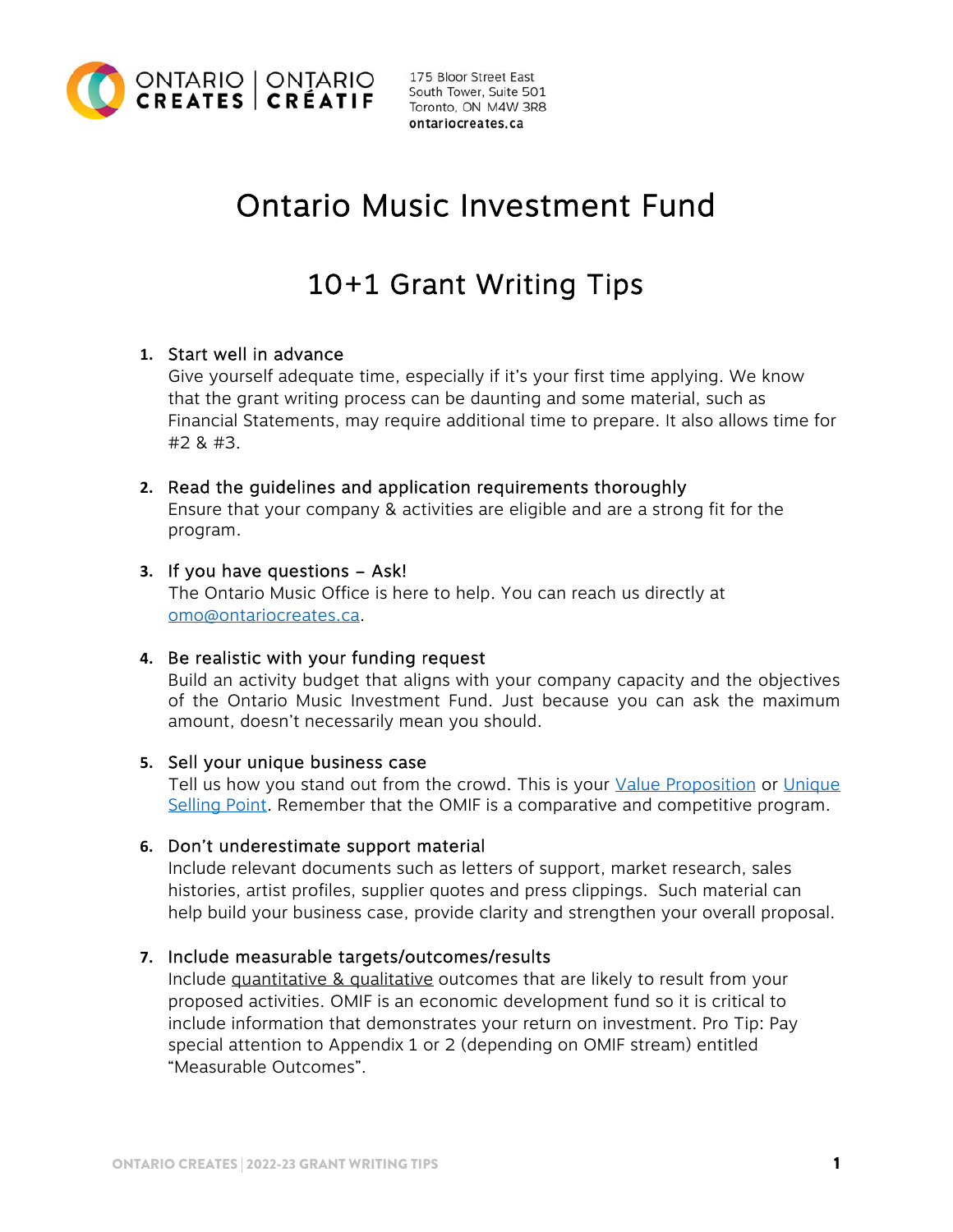ONTARIO CREATES | ONTARIO CRÉATIF

175 Bloor Street East
South Tower, Suite 501
Toronto, ON M4W 3R8
**ontariocreates.ca**

# Ontario Music Investment Fund

## 10+1 Grant Writing Tips

1. **Start well in advance**
   Give yourself adequate time, especially if it's your first time applying. We know that the grant writing process can be daunting and some material, such as Financial Statements, may require additional time to prepare. It also allows time for #2 & #3.

2. **Read the guidelines and application requirements thoroughly**
   Ensure that your company & activities are eligible and are a strong fit for the program.

3. **If you have questions – Ask!**
   The Ontario Music Office is here to help. You can reach us directly at [omo@ontariocreates.ca](mailto:omo@ontariocreates.ca).

4. **Be realistic with your funding request**
   Build an activity budget that aligns with your company capacity and the objectives of the Ontario Music Investment Fund. Just because you can ask the maximum amount, doesn't necessarily mean you should.

5. **Sell your unique business case**
   Tell us how you stand out from the crowd. This is your [Value Proposition]() or [Unique Selling Point](). Remember that the OMIF is a comparative and competitive program.

6. **Don't underestimate support material**
   Include relevant documents such as letters of support, market research, sales histories, artist profiles, supplier quotes and press clippings. Such material can help build your business case, provide clarity and strengthen your overall proposal.

7. **Include measurable targets/outcomes/results**
   Include quantitative & qualitative outcomes that are likely to result from your proposed activities. OMIF is an economic development fund so it is critical to include information that demonstrates your return on investment. Pro Tip: Pay special attention to Appendix 1 or 2 (depending on OMIF stream) entitled "Measurable Outcomes".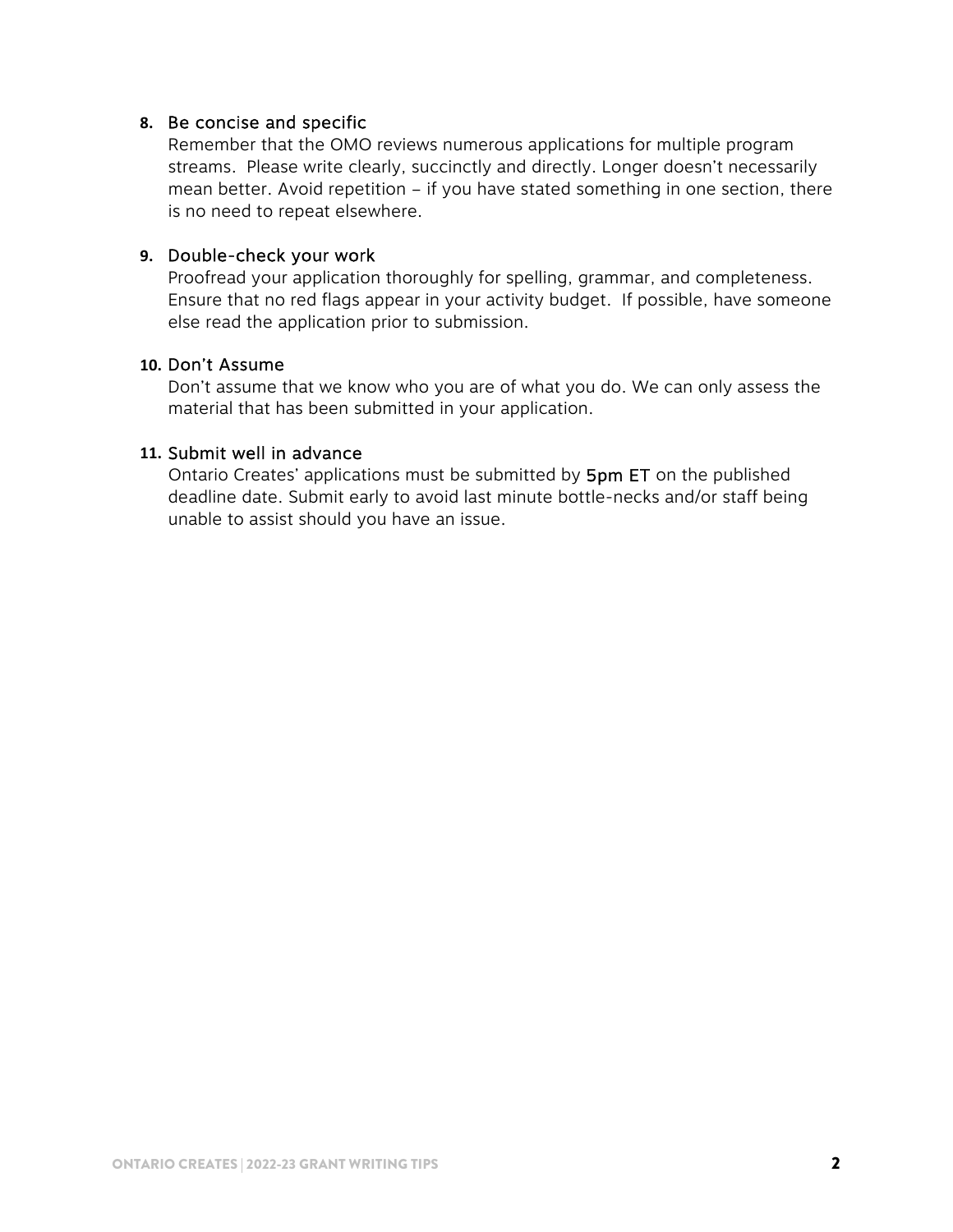8. **Be concise and specific**
   Remember that the OMO reviews numerous applications for multiple program streams. Please write clearly, succinctly and directly. Longer doesn't necessarily mean better. Avoid repetition – if you have stated something in one section, there is no need to repeat elsewhere.

9. **Double-check your work**
   Proofread your application thoroughly for spelling, grammar, and completeness. Ensure that no red flags appear in your activity budget. If possible, have someone else read the application prior to submission.

10. **Don't Assume**
    Don't assume that we know who you are of what you do. We can only assess the material that has been submitted in your application.

11. **Submit well in advance**
    Ontario Creates' applications must be submitted by **5pm ET** on the published deadline date. Submit early to avoid last minute bottle-necks and/or staff being unable to assist should you have an issue.